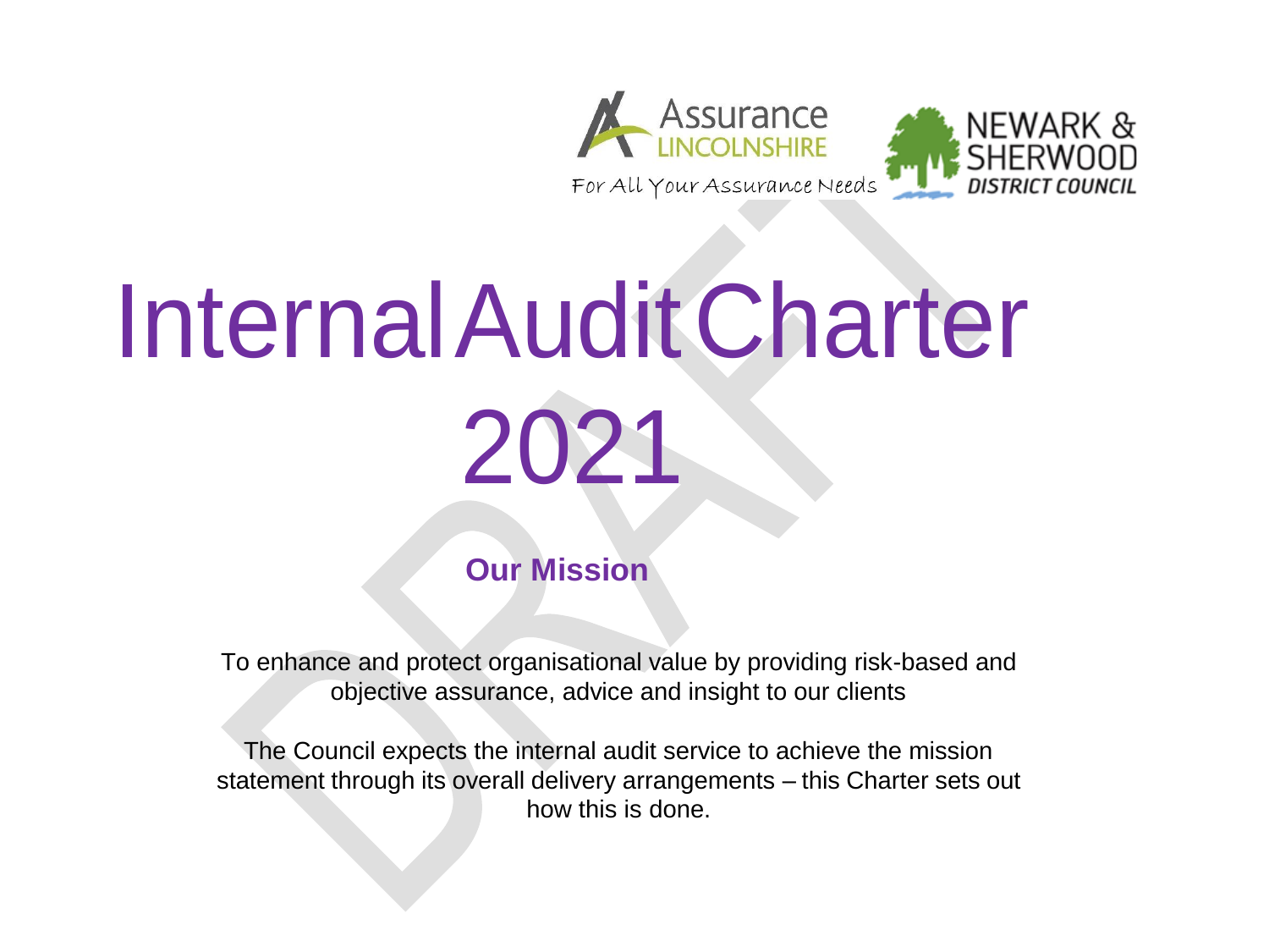Assurance LINCOLNSHIRE

For All Your Assurance Needs

NEWARK & SHERWOOD DISTRICT COUNCIL

# Internal Audit Charter 2021

## Our Mission

To enhance and protect organisational value by providing risk-based and objective assurance, advice and insight to our clients

The Council expects the internal audit service to achieve the mission statement through its overall delivery arrangements – this Charter sets out how this is done.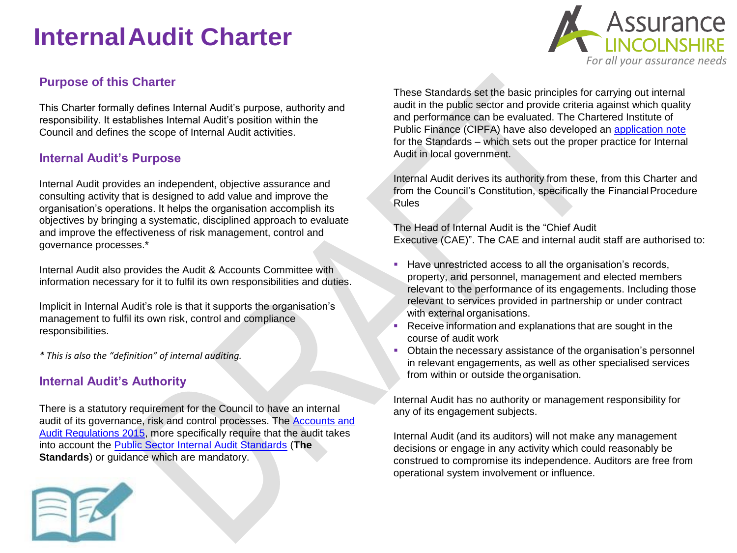# Internal Audit Charter

## Purpose of this Charter

This Charter formally defines Internal Audit's purpose, authority and responsibility. It establishes Internal Audit's position within the Council and defines the scope of Internal Audit activities.

## Internal Audit's Purpose

Internal Audit provides an independent, objective assurance and consulting activity that is designed to add value and improve the organisation's operations. It helps the organisation accomplish its objectives by bringing a systematic, disciplined approach to evaluate and improve the effectiveness of risk management, control and governance processes.*

Internal Audit also provides the Audit & Accounts Committee with information necessary for it to fulfil its own responsibilities and duties.

Implicit in Internal Audit's role is that it supports the organisation's management to fulfil its own risk, control and compliance responsibilities.

*\* This is also the "definition" of internal auditing.*

## Internal Audit's Authority

There is a statutory requirement for the Council to have an internal audit of its governance, risk and control processes. The Accounts and Audit Regulations 2015, more specifically require that the audit takes into account the Public Sector Internal Audit Standards (**The Standards**) or guidance which are mandatory.

These Standards set the basic principles for carrying out internal audit in the public sector and provide criteria against which quality and performance can be evaluated. The Chartered Institute of Public Finance (CIPFA) have also developed an application note for the Standards – which sets out the proper practice for Internal Audit in local government.

Internal Audit derives its authority from these, from this Charter and from the Council's Constitution, specifically the Financial Procedure Rules

The Head of Internal Audit is the "Chief Audit Executive (CAE)". The CAE and internal audit staff are authorised to:

- Have unrestricted access to all the organisation's records, property, and personnel, management and elected members relevant to the performance of its engagements. Including those relevant to services provided in partnership or under contract with external organisations.
- Receive information and explanations that are sought in the course of audit work
- Obtain the necessary assistance of the organisation's personnel in relevant engagements, as well as other specialised services from within or outside the organisation.

Internal Audit has no authority or management responsibility for any of its engagement subjects.

Internal Audit (and its auditors) will not make any management decisions or engage in any activity which could reasonably be construed to compromise its independence. Auditors are free from operational system involvement or influence.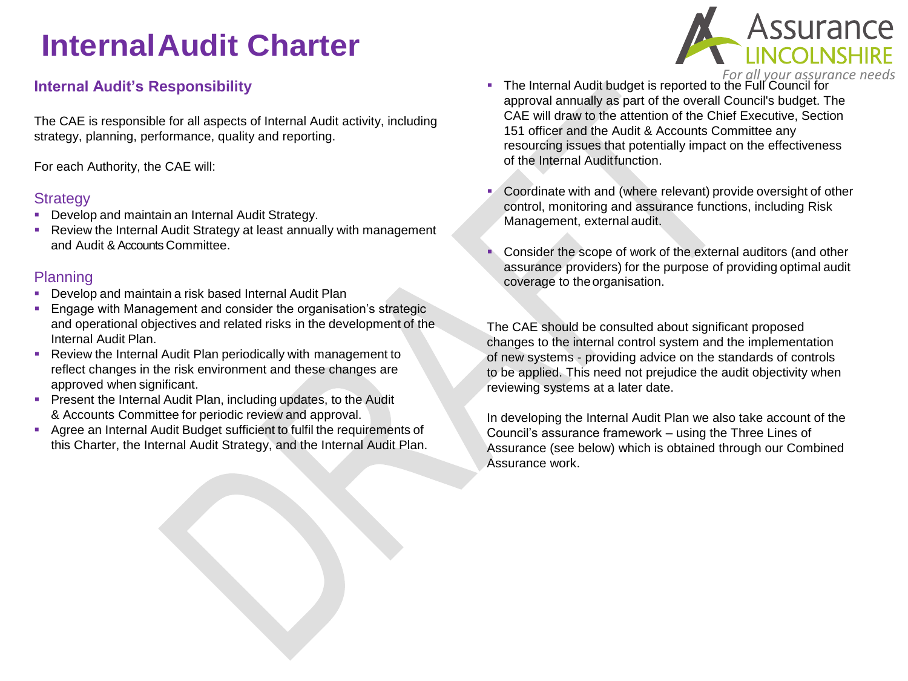# Internal Audit Charter

### Internal Audit's Responsibility

The CAE is responsible for all aspects of Internal Audit activity, including strategy, planning, performance, quality and reporting.

For each Authority, the CAE will:

#### Strategy

- Develop and maintain an Internal Audit Strategy.
- Review the Internal Audit Strategy at least annually with management and Audit & Accounts Committee.

#### Planning

- Develop and maintain a risk based Internal Audit Plan
- Engage with Management and consider the organisation's strategic and operational objectives and related risks in the development of the Internal Audit Plan.
- Review the Internal Audit Plan periodically with management to reflect changes in the risk environment and these changes are approved when significant.
- Present the Internal Audit Plan, including updates, to the Audit & Accounts Committee for periodic review and approval.
- Agree an Internal Audit Budget sufficient to fulfil the requirements of this Charter, the Internal Audit Strategy, and the Internal Audit Plan.
- The Internal Audit budget is reported to the Full Council for approval annually as part of the overall Council's budget. The CAE will draw to the attention of the Chief Executive, Section 151 officer and the Audit & Accounts Committee any resourcing issues that potentially impact on the effectiveness of the Internal Audit function.
- Coordinate with and (where relevant) provide oversight of other control, monitoring and assurance functions, including Risk Management, external audit.
- Consider the scope of work of the external auditors (and other assurance providers) for the purpose of providing optimal audit coverage to the organisation.

The CAE should be consulted about significant proposed changes to the internal control system and the implementation of new systems - providing advice on the standards of controls to be applied. This need not prejudice the audit objectivity when reviewing systems at a later date.

In developing the Internal Audit Plan we also take account of the Council's assurance framework – using the Three Lines of Assurance (see below) which is obtained through our Combined Assurance work.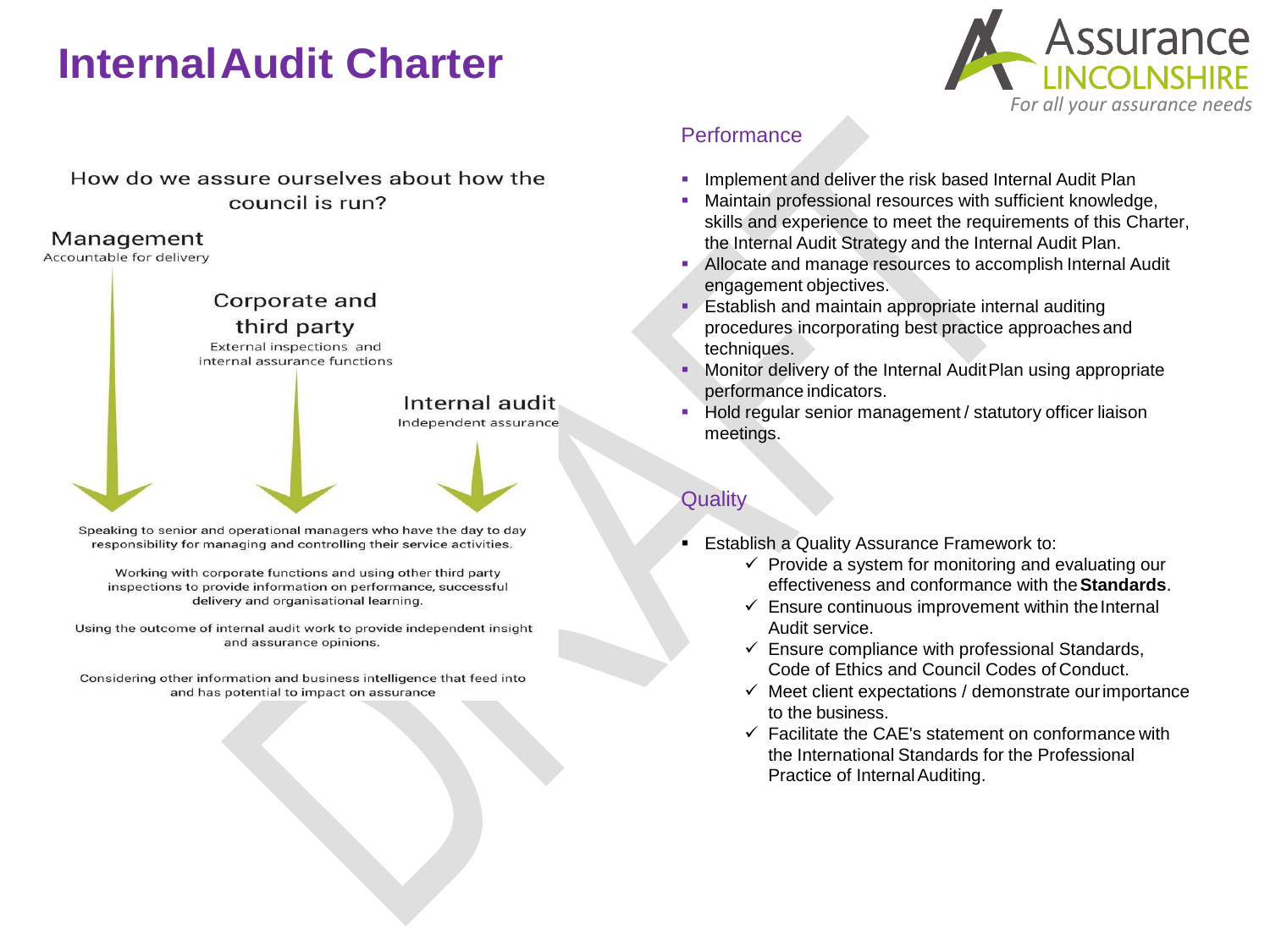# Internal Audit Charter

How do we assure ourselves about how the council is run?

**Management**
Accountable for delivery

**Corporate and third party**
External inspections and internal assurance functions

**Internal audit**
Independent assurance

Speaking to senior and operational managers who have the day to day responsibility for managing and controlling their service activities.

Working with corporate functions and using other third party inspections to provide information on performance, successful delivery and organisational learning.

Using the outcome of internal audit work to provide independent insight and assurance opinions.

Considering other information and business intelligence that feed into and has potential to impact on assurance

## Performance

- Implement and deliver the risk based Internal Audit Plan
- Maintain professional resources with sufficient knowledge, skills and experience to meet the requirements of this Charter, the Internal Audit Strategy and the Internal Audit Plan.
- Allocate and manage resources to accomplish Internal Audit engagement objectives.
- Establish and maintain appropriate internal auditing procedures incorporating best practice approaches and techniques.
- Monitor delivery of the Internal Audit Plan using appropriate performance indicators.
- Hold regular senior management / statutory officer liaison meetings.

## Quality

- Establish a Quality Assurance Framework to:
  - ✓ Provide a system for monitoring and evaluating our effectiveness and conformance with the **Standards**.
  - ✓ Ensure continuous improvement within the Internal Audit service.
  - ✓ Ensure compliance with professional Standards, Code of Ethics and Council Codes of Conduct.
  - ✓ Meet client expectations / demonstrate our importance to the business.
  - ✓ Facilitate the CAE's statement on conformance with the International Standards for the Professional Practice of Internal Auditing.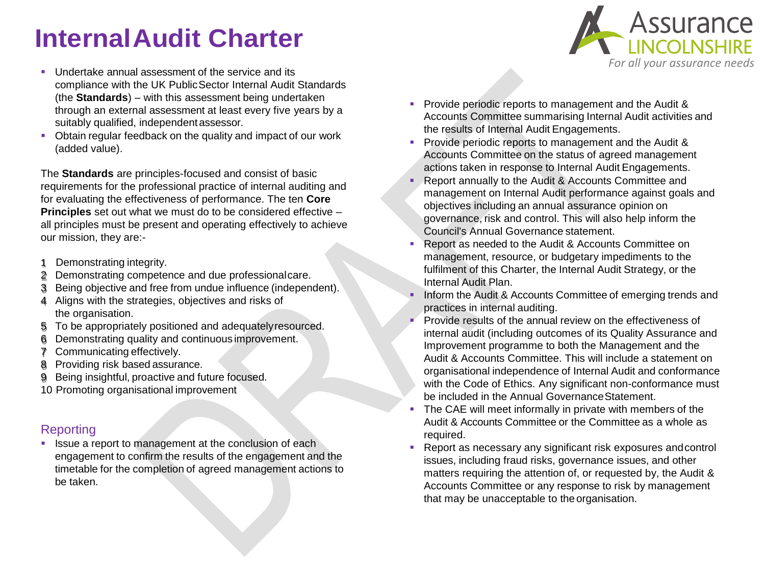# Internal Audit Charter

- Undertake annual assessment of the service and its compliance with the UK Public Sector Internal Audit Standards (the **Standards**) – with this assessment being undertaken through an external assessment at least every five years by a suitably qualified, independent assessor.
- Obtain regular feedback on the quality and impact of our work (added value).

The **Standards** are principles-focused and consist of basic requirements for the professional practice of internal auditing and for evaluating the effectiveness of performance. The ten **Core Principles** set out what we must do to be considered effective – all principles must be present and operating effectively to achieve our mission, they are:-

1. Demonstrating integrity.
2. Demonstrating competence and due professional care.
3. Being objective and free from undue influence (independent).
4. Aligns with the strategies, objectives and risks of the organisation.
5. To be appropriately positioned and adequately resourced.
6. Demonstrating quality and continuous improvement.
7. Communicating effectively.
8. Providing risk based assurance.
9. Being insightful, proactive and future focused.
10. Promoting organisational improvement

## Reporting

- Issue a report to management at the conclusion of each engagement to confirm the results of the engagement and the timetable for the completion of agreed management actions to be taken.
- Provide periodic reports to management and the Audit & Accounts Committee summarising Internal Audit activities and the results of Internal Audit Engagements.
- Provide periodic reports to management and the Audit & Accounts Committee on the status of agreed management actions taken in response to Internal Audit Engagements.
- Report annually to the Audit & Accounts Committee and management on Internal Audit performance against goals and objectives including an annual assurance opinion on governance, risk and control. This will also help inform the Council's Annual Governance statement.
- Report as needed to the Audit & Accounts Committee on management, resource, or budgetary impediments to the fulfilment of this Charter, the Internal Audit Strategy, or the Internal Audit Plan.
- Inform the Audit & Accounts Committee of emerging trends and practices in internal auditing.
- Provide results of the annual review on the effectiveness of internal audit (including outcomes of its Quality Assurance and Improvement programme to both the Management and the Audit & Accounts Committee. This will include a statement on organisational independence of Internal Audit and conformance with the Code of Ethics. Any significant non-conformance must be included in the Annual Governance Statement.
- The CAE will meet informally in private with members of the Audit & Accounts Committee or the Committee as a whole as required.
- Report as necessary any significant risk exposures and control issues, including fraud risks, governance issues, and other matters requiring the attention of, or requested by, the Audit & Accounts Committee or any response to risk by management that may be unacceptable to the organisation.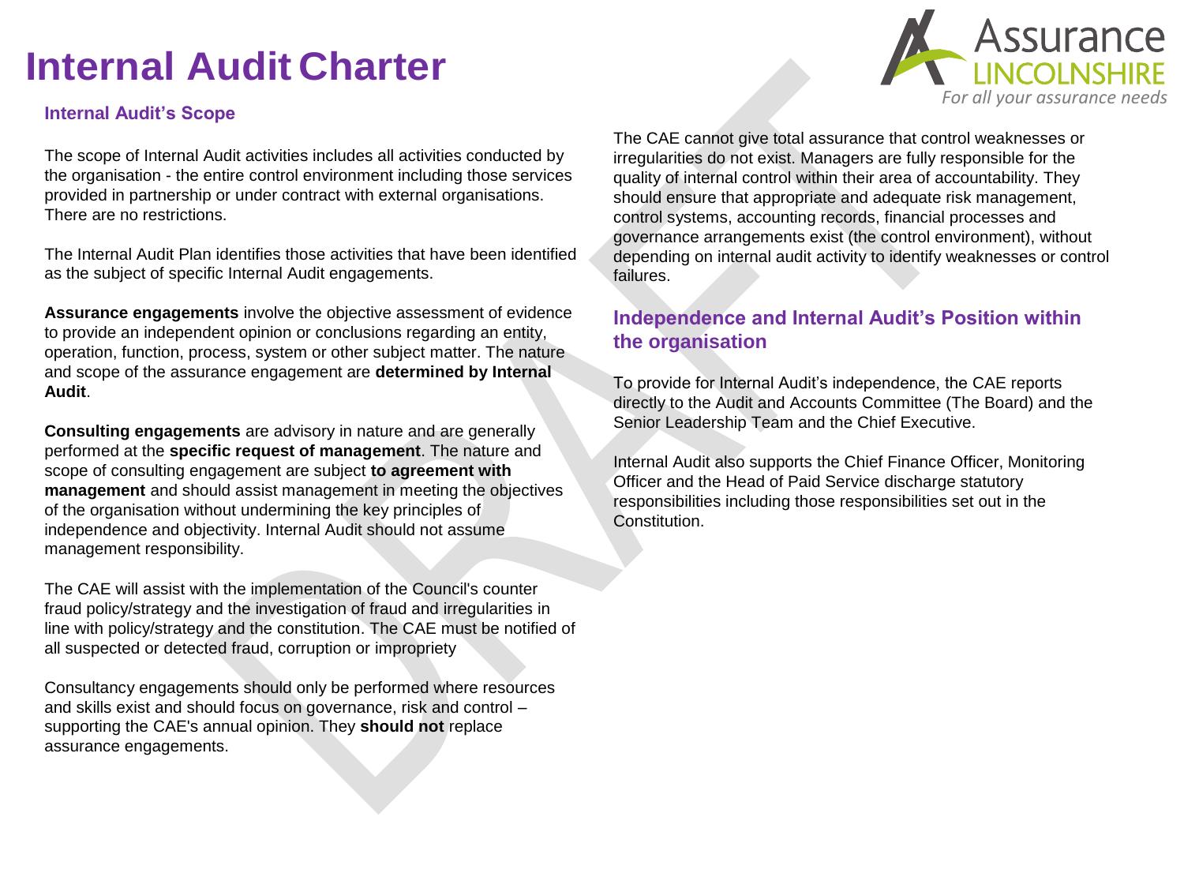# Internal Audit Charter

## Internal Audit's Scope

The scope of Internal Audit activities includes all activities conducted by the organisation - the entire control environment including those services provided in partnership or under contract with external organisations. There are no restrictions.

The Internal Audit Plan identifies those activities that have been identified as the subject of specific Internal Audit engagements.

**Assurance engagements** involve the objective assessment of evidence to provide an independent opinion or conclusions regarding an entity, operation, function, process, system or other subject matter. The nature and scope of the assurance engagement are **determined by Internal Audit**.

**Consulting engagements** are advisory in nature and are generally performed at the **specific request of management**. The nature and scope of consulting engagement are subject **to agreement with management** and should assist management in meeting the objectives of the organisation without undermining the key principles of independence and objectivity. Internal Audit should not assume management responsibility.

The CAE will assist with the implementation of the Council's counter fraud policy/strategy and the investigation of fraud and irregularities in line with policy/strategy and the constitution. The CAE must be notified of all suspected or detected fraud, corruption or impropriety

Consultancy engagements should only be performed where resources and skills exist and should focus on governance, risk and control – supporting the CAE's annual opinion. They **should not** replace assurance engagements.

The CAE cannot give total assurance that control weaknesses or irregularities do not exist. Managers are fully responsible for the quality of internal control within their area of accountability. They should ensure that appropriate and adequate risk management, control systems, accounting records, financial processes and governance arrangements exist (the control environment), without depending on internal audit activity to identify weaknesses or control failures.

## Independence and Internal Audit's Position within the organisation

To provide for Internal Audit's independence, the CAE reports directly to the Audit and Accounts Committee (The Board) and the Senior Leadership Team and the Chief Executive.

Internal Audit also supports the Chief Finance Officer, Monitoring Officer and the Head of Paid Service discharge statutory responsibilities including those responsibilities set out in the Constitution.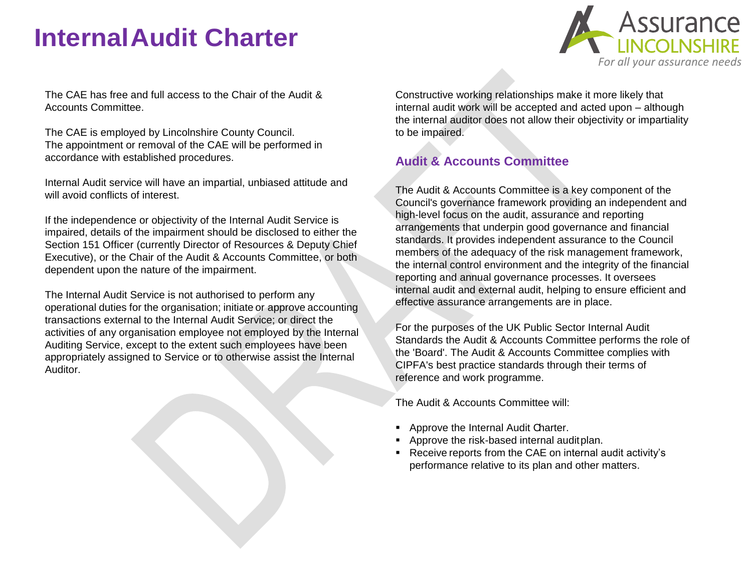# Internal Audit Charter

The CAE has free and full access to the Chair of the Audit & Accounts Committee.

The CAE is employed by Lincolnshire County Council. The appointment or removal of the CAE will be performed in accordance with established procedures.

Internal Audit service will have an impartial, unbiased attitude and will avoid conflicts of interest.

If the independence or objectivity of the Internal Audit Service is impaired, details of the impairment should be disclosed to either the Section 151 Officer (currently Director of Resources & Deputy Chief Executive), or the Chair of the Audit & Accounts Committee, or both dependent upon the nature of the impairment.

The Internal Audit Service is not authorised to perform any operational duties for the organisation; initiate or approve accounting transactions external to the Internal Audit Service; or direct the activities of any organisation employee not employed by the Internal Auditing Service, except to the extent such employees have been appropriately assigned to Service or to otherwise assist the Internal Auditor.

Constructive working relationships make it more likely that internal audit work will be accepted and acted upon – although the internal auditor does not allow their objectivity or impartiality to be impaired.

## Audit & Accounts Committee

The Audit & Accounts Committee is a key component of the Council's governance framework providing an independent and high-level focus on the audit, assurance and reporting arrangements that underpin good governance and financial standards. It provides independent assurance to the Council members of the adequacy of the risk management framework, the internal control environment and the integrity of the financial reporting and annual governance processes. It oversees internal audit and external audit, helping to ensure efficient and effective assurance arrangements are in place.

For the purposes of the UK Public Sector Internal Audit Standards the Audit & Accounts Committee performs the role of the 'Board'. The Audit & Accounts Committee complies with CIPFA's best practice standards through their terms of reference and work programme.

The Audit & Accounts Committee will:

- Approve the Internal Audit Charter.
- Approve the risk-based internal audit plan.
- Receive reports from the CAE on internal audit activity's performance relative to its plan and other matters.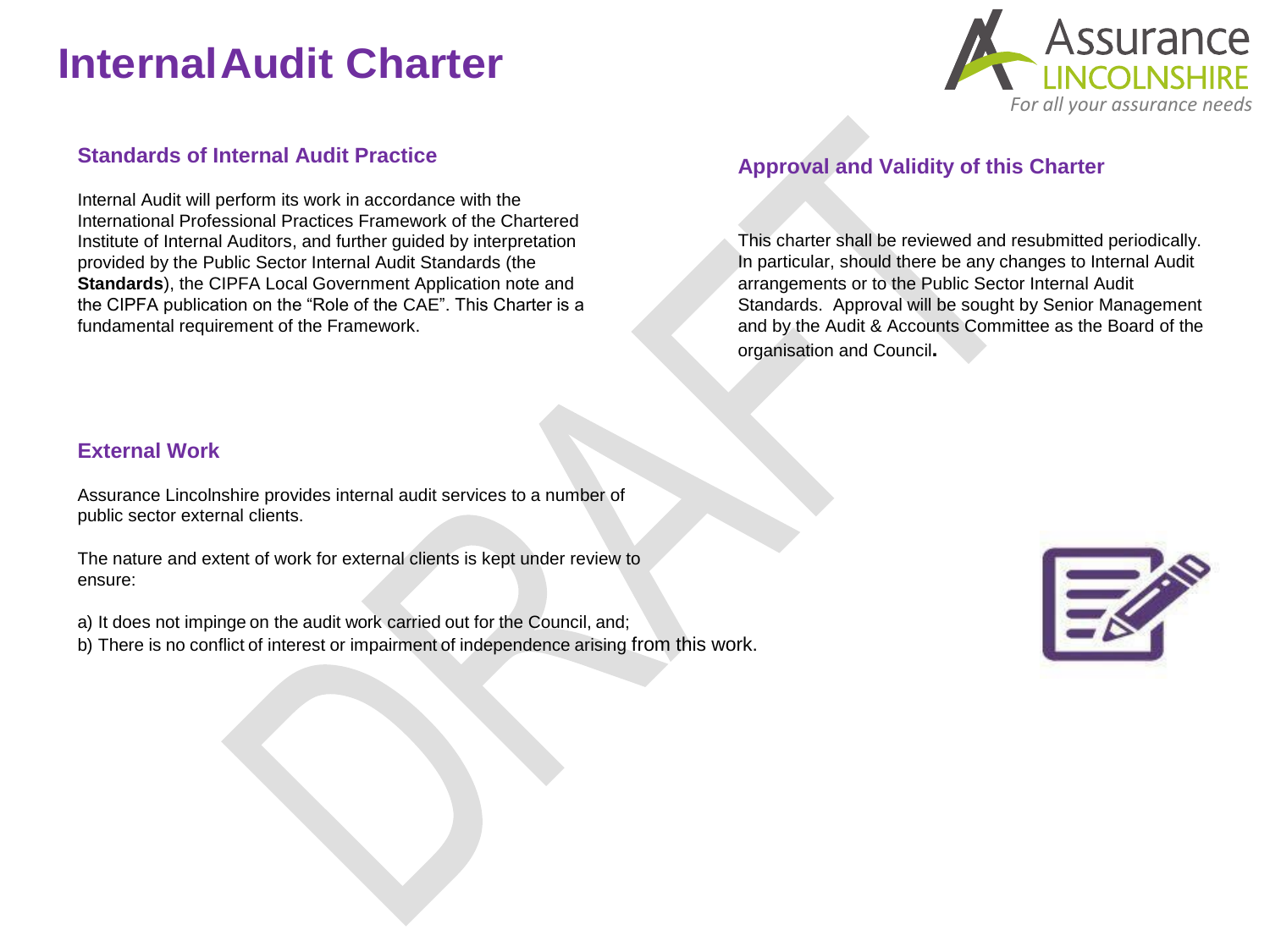# Internal Audit Charter

## Standards of Internal Audit Practice

Internal Audit will perform its work in accordance with the International Professional Practices Framework of the Chartered Institute of Internal Auditors, and further guided by interpretation provided by the Public Sector Internal Audit Standards (the **Standards**), the CIPFA Local Government Application note and the CIPFA publication on the "Role of the CAE". This Charter is a fundamental requirement of the Framework.

## External Work

Assurance Lincolnshire provides internal audit services to a number of public sector external clients.

The nature and extent of work for external clients is kept under review to ensure:

a) It does not impinge on the audit work carried out for the Council, and;
b) There is no conflict of interest or impairment of independence arising from this work.

## Approval and Validity of this Charter

This charter shall be reviewed and resubmitted periodically. In particular, should there be any changes to Internal Audit arrangements or to the Public Sector Internal Audit Standards. Approval will be sought by Senior Management and by the Audit & Accounts Committee as the Board of the organisation and Council.